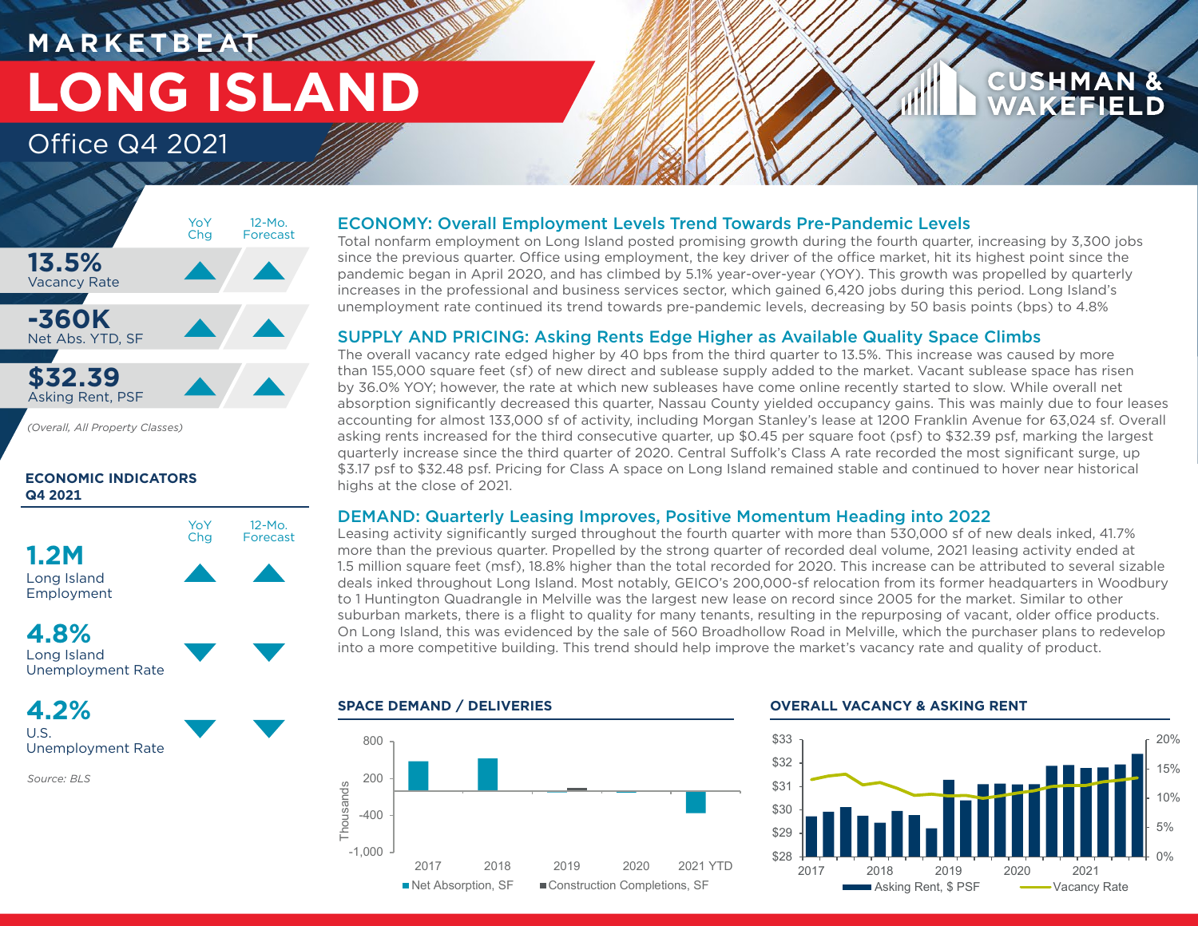# MARKETBEAT
# LONG ISLAND
## Office Q4 2021

| | YoY Chg | 12-Mo. Forecast |
|---|---|---|
| **13.5%** Vacancy Rate | ▲ | ▲ |
| **-360K** Net Abs. YTD, SF | ▲ | ▲ |
| **$32.39** Asking Rent, PSF | ▲ | ▲ |

*(Overall, All Property Classes)*

### ECONOMIC INDICATORS Q4 2021

| | YoY Chg | 12-Mo. Forecast |
|---|---|---|
| **1.2M** Long Island Employment | ▲ | ▲ |
| **4.8%** Long Island Unemployment Rate | ▼ | ▼ |
| **4.2%** U.S. Unemployment Rate | ▼ | ▼ |

*Source: BLS*

### ECONOMY: Overall Employment Levels Trend Towards Pre-Pandemic Levels

Total nonfarm employment on Long Island posted promising growth during the fourth quarter, increasing by 3,300 jobs since the previous quarter. Office using employment, the key driver of the office market, hit its highest point since the pandemic began in April 2020, and has climbed by 5.1% year-over-year (YOY). This growth was propelled by quarterly increases in the professional and business services sector, which gained 6,420 jobs during this period. Long Island's unemployment rate continued its trend towards pre-pandemic levels, decreasing by 50 basis points (bps) to 4.8%

### SUPPLY AND PRICING: Asking Rents Edge Higher as Available Quality Space Climbs

The overall vacancy rate edged higher by 40 bps from the third quarter to 13.5%. This increase was caused by more than 155,000 square feet (sf) of new direct and sublease supply added to the market. Vacant sublease space has risen by 36.0% YOY; however, the rate at which new subleases have come online recently started to slow. While overall net absorption significantly decreased this quarter, Nassau County yielded occupancy gains. This was mainly due to four leases accounting for almost 133,000 sf of activity, including Morgan Stanley's lease at 1200 Franklin Avenue for 63,024 sf. Overall asking rents increased for the third consecutive quarter, up $0.45 per square foot (psf) to $32.39 psf, marking the largest quarterly increase since the third quarter of 2020. Central Suffolk's Class A rate recorded the most significant surge, up $3.17 psf to $32.48 psf. Pricing for Class A space on Long Island remained stable and continued to hover near historical highs at the close of 2021.

### DEMAND: Quarterly Leasing Improves, Positive Momentum Heading into 2022

Leasing activity significantly surged throughout the fourth quarter with more than 530,000 sf of new deals inked, 41.7% more than the previous quarter. Propelled by the strong quarter of recorded deal volume, 2021 leasing activity ended at 1.5 million square feet (msf), 18.8% higher than the total recorded for 2020. This increase can be attributed to several sizable deals inked throughout Long Island. Most notably, GEICO's 200,000-sf relocation from its former headquarters in Woodbury to 1 Huntington Quadrangle in Melville was the largest new lease on record since 2005 for the market. Similar to other suburban markets, there is a flight to quality for many tenants, resulting in the repurposing of vacant, older office products. On Long Island, this was evidenced by the sale of 560 Broadhollow Road in Melville, which the purchaser plans to redevelop into a more competitive building. This trend should help improve the market's vacancy rate and quality of product.

### SPACE DEMAND / DELIVERIES

Thousands: 800, 200, -400, -1,000
2017, 2018, 2019, 2020, 2021 YTD
Net Absorption, SF; Construction Completions, SF

### OVERALL VACANCY & ASKING RENT

$33, $32, $31, $30, $29, $28 — 20%, 15%, 10%, 5%, 0%
2017, 2018, 2019, 2020, 2021
Asking Rent, $ PSF; Vacancy Rate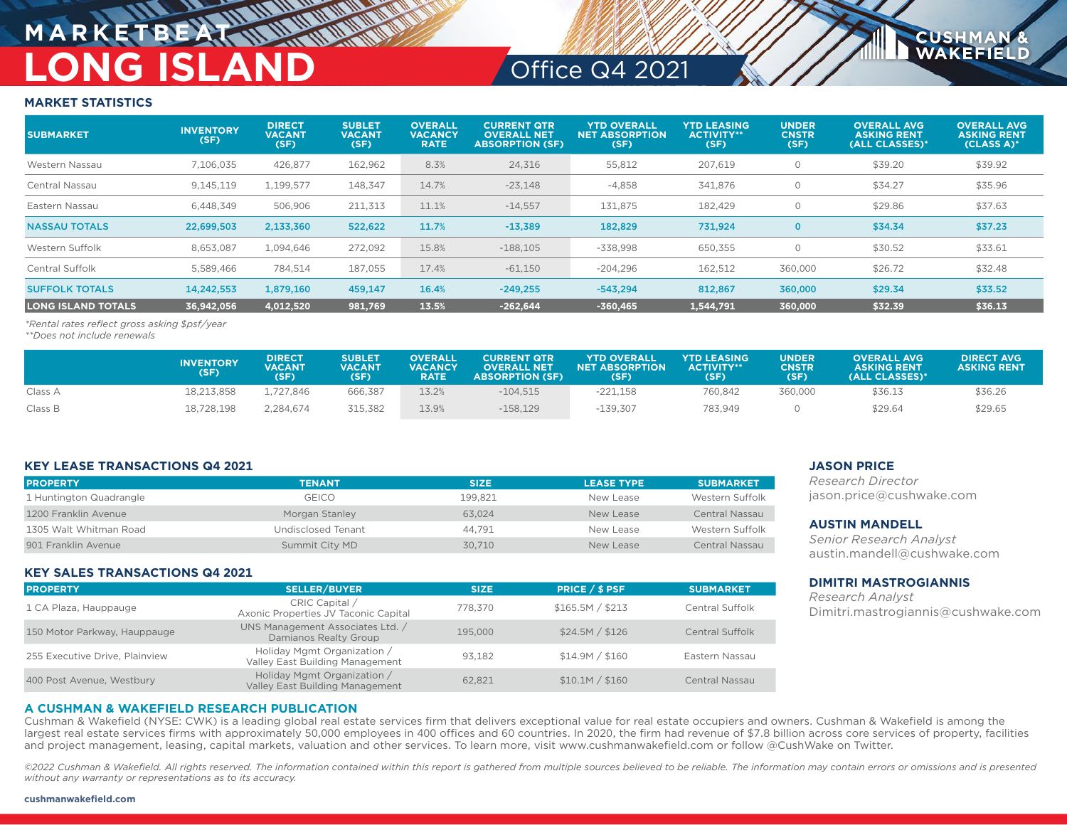# MARKETBEAT
# LONG ISLAND
## Office Q4 2021

### MARKET STATISTICS

| SUBMARKET | INVENTORY (SF) | DIRECT VACANT (SF) | SUBLET VACANT (SF) | OVERALL VACANCY RATE | CURRENT QTR OVERALL NET ABSORPTION (SF) | YTD OVERALL NET ABSORPTION (SF) | YTD LEASING ACTIVITY** (SF) | UNDER CNSTR (SF) | OVERALL AVG ASKING RENT (ALL CLASSES)* | OVERALL AVG ASKING RENT (CLASS A)* |
|---|---|---|---|---|---|---|---|---|---|---|
| Western Nassau | 7,106,035 | 426,877 | 162,962 | 8.3% | 24,316 | 55,812 | 207,619 | 0 | $39.20 | $39.92 |
| Central Nassau | 9,145,119 | 1,199,577 | 148,347 | 14.7% | -23,148 | -4,858 | 341,876 | 0 | $34.27 | $35.96 |
| Eastern Nassau | 6,448,349 | 506,906 | 211,313 | 11.1% | -14,557 | 131,875 | 182,429 | 0 | $29.86 | $37.63 |
| **NASSAU TOTALS** | **22,699,503** | **2,133,360** | **522,622** | **11.7%** | **-13,389** | **182,829** | **731,924** | **0** | **$34.34** | **$37.23** |
| Western Suffolk | 8,653,087 | 1,094,646 | 272,092 | 15.8% | -188,105 | -338,998 | 650,355 | 0 | $30.52 | $33.61 |
| Central Suffolk | 5,589,466 | 784,514 | 187,055 | 17.4% | -61,150 | -204,296 | 162,512 | 360,000 | $26.72 | $32.48 |
| **SUFFOLK TOTALS** | **14,242,553** | **1,879,160** | **459,147** | **16.4%** | **-249,255** | **-543,294** | **812,867** | **360,000** | **$29.34** | **$33.52** |
| **LONG ISLAND TOTALS** | **36,942,056** | **4,012,520** | **981,769** | **13.5%** | **-262,644** | **-360,465** | **1,544,791** | **360,000** | **$32.39** | **$36.13** |

*Rental rates reflect gross asking $psf/year
**Does not include renewals

| | INVENTORY (SF) | DIRECT VACANT (SF) | SUBLET VACANT (SF) | OVERALL VACANCY RATE | CURRENT QTR OVERALL NET ABSORPTION (SF) | YTD OVERALL NET ABSORPTION (SF) | YTD LEASING ACTIVITY** (SF) | UNDER CNSTR (SF) | OVERALL AVG ASKING RENT (ALL CLASSES)* | DIRECT AVG ASKING RENT |
|---|---|---|---|---|---|---|---|---|---|---|
| Class A | 18,213,858 | 1,727,846 | 666,387 | 13.2% | -104,515 | -221,158 | 760,842 | 360,000 | $36.13 | $36.26 |
| Class B | 18,728,198 | 2,284,674 | 315,382 | 13.9% | -158,129 | -139,307 | 783,949 | 0 | $29.64 | $29.65 |

### KEY LEASE TRANSACTIONS Q4 2021

| PROPERTY | TENANT | SIZE | LEASE TYPE | SUBMARKET |
|---|---|---|---|---|
| 1 Huntington Quadrangle | GEICO | 199,821 | New Lease | Western Suffolk |
| 1200 Franklin Avenue | Morgan Stanley | 63,024 | New Lease | Central Nassau |
| 1305 Walt Whitman Road | Undisclosed Tenant | 44,791 | New Lease | Western Suffolk |
| 901 Franklin Avenue | Summit City MD | 30,710 | New Lease | Central Nassau |

### KEY SALES TRANSACTIONS Q4 2021

| PROPERTY | SELLER/BUYER | SIZE | PRICE / $ PSF | SUBMARKET |
|---|---|---|---|---|
| 1 CA Plaza, Hauppauge | CRIC Capital / Axonic Properties JV Taconic Capital | 778,370 | $165.5M / $213 | Central Suffolk |
| 150 Motor Parkway, Hauppauge | UNS Management Associates Ltd. / Damianos Realty Group | 195,000 | $24.5M / $126 | Central Suffolk |
| 255 Executive Drive, Plainview | Holiday Mgmt Organization / Valley East Building Management | 93,182 | $14.9M / $160 | Eastern Nassau |
| 400 Post Avenue, Westbury | Holiday Mgmt Organization / Valley East Building Management | 62,821 | $10.1M / $160 | Central Nassau |

**JASON PRICE**
*Research Director*
jason.price@cushwake.com

**AUSTIN MANDELL**
*Senior Research Analyst*
austin.mandell@cushwake.com

**DIMITRI MASTROGIANNIS**
*Research Analyst*
Dimitri.mastrogiannis@cushwake.com

### A CUSHMAN & WAKEFIELD RESEARCH PUBLICATION

Cushman & Wakefield (NYSE: CWK) is a leading global real estate services firm that delivers exceptional value for real estate occupiers and owners. Cushman & Wakefield is among the largest real estate services firms with approximately 50,000 employees in 400 offices and 60 countries. In 2020, the firm had revenue of $7.8 billion across core services of property, facilities and project management, leasing, capital markets, valuation and other services. To learn more, visit www.cushmanwakefield.com or follow @CushWake on Twitter.

*©2022 Cushman & Wakefield. All rights reserved. The information contained within this report is gathered from multiple sources believed to be reliable. The information may contain errors or omissions and is presented without any warranty or representations as to its accuracy.*

**cushmanwakefield.com**